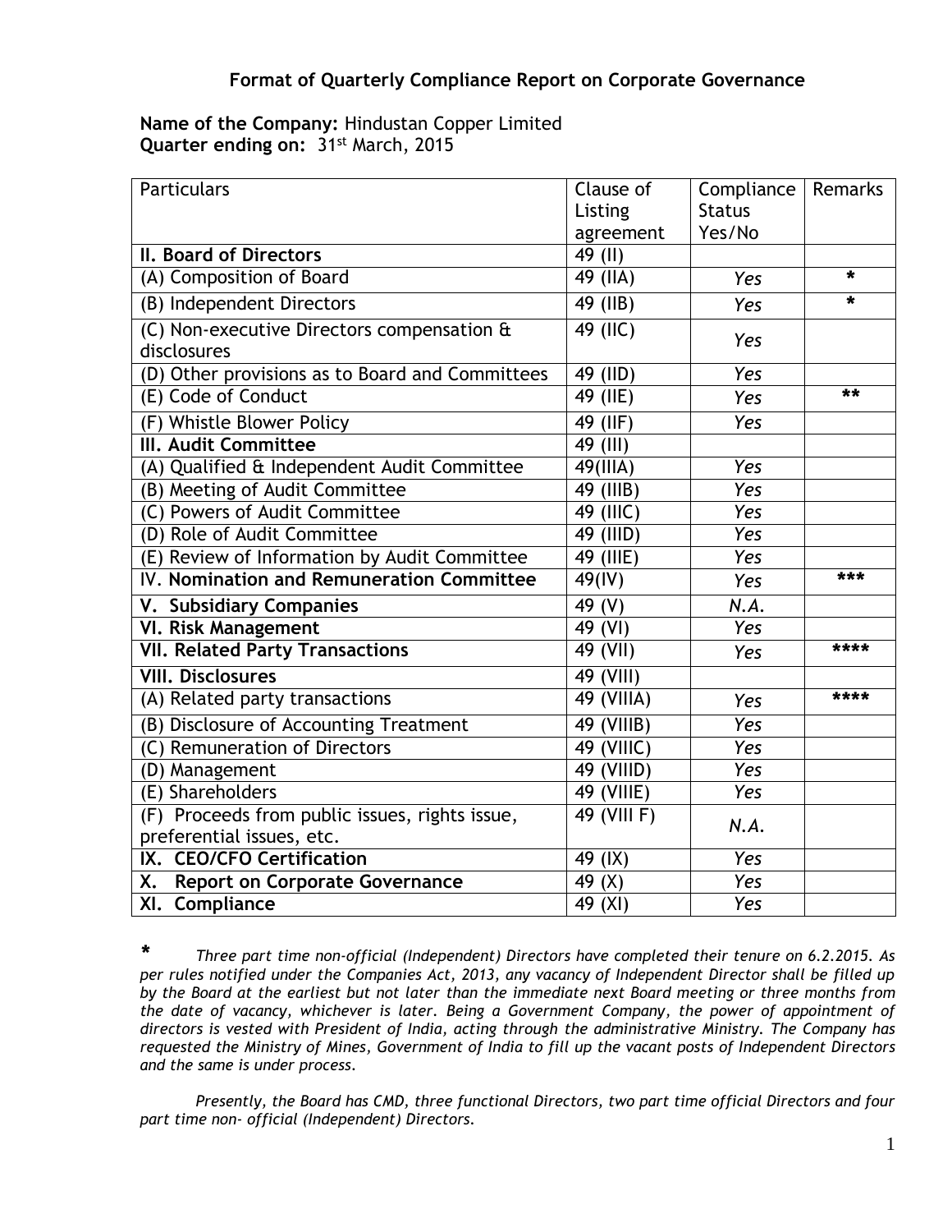# Format of Quarterly Compliance Report on Corporate Governance

**Name of the Company:** Hindustan Copper Limited
**Quarter ending on:** 31st March, 2015

| Particulars | Clause of Listing agreement | Compliance Status Yes/No | Remarks |
|---|---|---|---|
| **II. Board of Directors** | 49 (II) | | |
| (A) Composition of Board | 49 (IIA) | *Yes* | * |
| (B) Independent Directors | 49 (IIB) | *Yes* | * |
| (C) Non-executive Directors compensation & disclosures | 49 (IIC) | *Yes* | |
| (D) Other provisions as to Board and Committees | 49 (IID) | *Yes* | |
| (E) Code of Conduct | 49 (IIE) | *Yes* | ** |
| (F) Whistle Blower Policy | 49 (IIF) | *Yes* | |
| **III. Audit Committee** | 49 (III) | | |
| (A) Qualified & Independent Audit Committee | 49(IIIA) | *Yes* | |
| (B) Meeting of Audit Committee | 49 (IIIB) | *Yes* | |
| (C) Powers of Audit Committee | 49 (IIIC) | *Yes* | |
| (D) Role of Audit Committee | 49 (IIID) | *Yes* | |
| (E) Review of Information by Audit Committee | 49 (IIIE) | *Yes* | |
| IV. **Nomination and Remuneration Committee** | 49(IV) | *Yes* | *** |
| **V. Subsidiary Companies** | 49 (V) | *N.A.* | |
| **VI. Risk Management** | 49 (VI) | *Yes* | |
| **VII. Related Party Transactions** | 49 (VII) | *Yes* | **** |
| **VIII. Disclosures** | 49 (VIII) | | |
| (A) Related party transactions | 49 (VIIIA) | *Yes* | **** |
| (B) Disclosure of Accounting Treatment | 49 (VIIIB) | *Yes* | |
| (C) Remuneration of Directors | 49 (VIIIC) | *Yes* | |
| (D) Management | 49 (VIIID) | *Yes* | |
| (E) Shareholders | 49 (VIIIE) | *Yes* | |
| (F) Proceeds from public issues, rights issue, preferential issues, etc. | 49 (VIII F) | *N.A.* | |
| **IX. CEO/CFO Certification** | 49 (IX) | *Yes* | |
| **X. Report on Corporate Governance** | 49 (X) | *Yes* | |
| **XI. Compliance** | 49 (XI) | *Yes* | |

**\*** *Three part time non-official (Independent) Directors have completed their tenure on 6.2.2015. As per rules notified under the Companies Act, 2013, any vacancy of Independent Director shall be filled up by the Board at the earliest but not later than the immediate next Board meeting or three months from the date of vacancy, whichever is later. Being a Government Company, the power of appointment of directors is vested with President of India, acting through the administrative Ministry. The Company has requested the Ministry of Mines, Government of India to fill up the vacant posts of Independent Directors and the same is under process.*

*Presently, the Board has CMD, three functional Directors, two part time official Directors and four part time non- official (Independent) Directors.*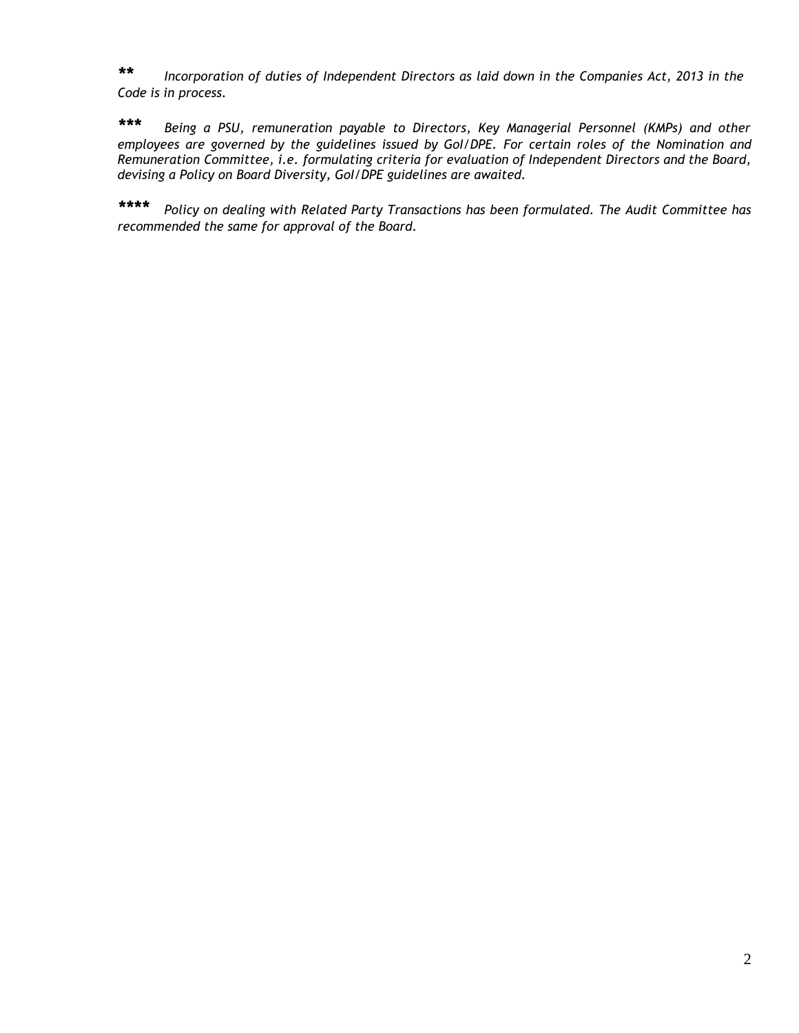** *Incorporation of duties of Independent Directors as laid down in the Companies Act, 2013 in the Code is in process.*

*** *Being a PSU, remuneration payable to Directors, Key Managerial Personnel (KMPs) and other employees are governed by the guidelines issued by GoI/DPE. For certain roles of the Nomination and Remuneration Committee, i.e. formulating criteria for evaluation of Independent Directors and the Board, devising a Policy on Board Diversity, GoI/DPE guidelines are awaited.*

**** *Policy on dealing with Related Party Transactions has been formulated. The Audit Committee has recommended the same for approval of the Board.*